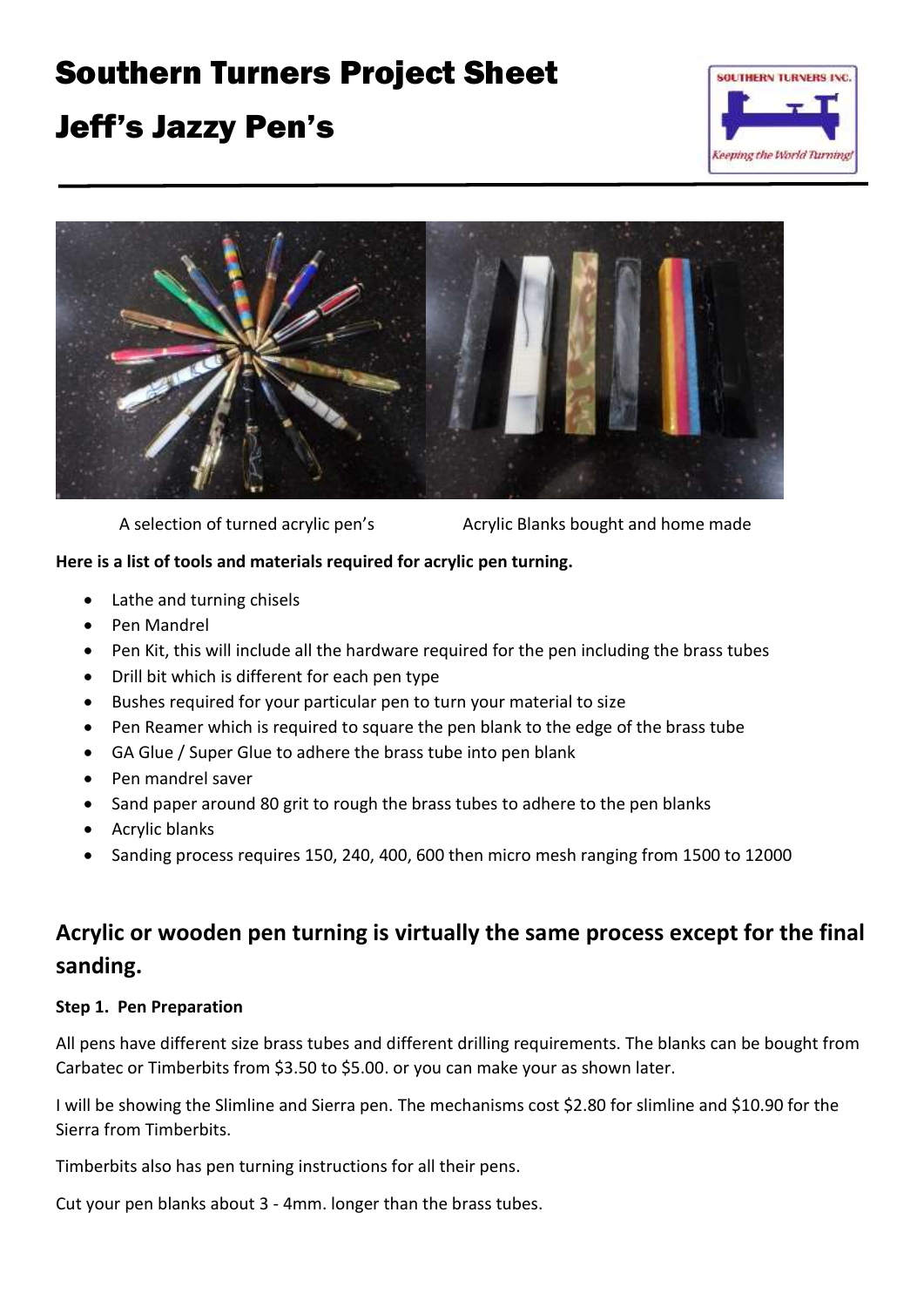# Southern Turners Project Sheet

# Jeff's Jazzy Pen's

A selection of turned acrylic pen's

Acrylic Blanks bought and home made

**Here is a list of tools and materials required for acrylic pen turning.**

- Lathe and turning chisels
- Pen Mandrel
- Pen Kit, this will include all the hardware required for the pen including the brass tubes
- Drill bit which is different for each pen type
- Bushes required for your particular pen to turn your material to size
- Pen Reamer which is required to square the pen blank to the edge of the brass tube
- GA Glue / Super Glue to adhere the brass tube into pen blank
- Pen mandrel saver
- Sand paper around 80 grit to rough the brass tubes to adhere to the pen blanks
- Acrylic blanks
- Sanding process requires 150, 240, 400, 600 then micro mesh ranging from 1500 to 12000

## Acrylic or wooden pen turning is virtually the same process except for the final sanding.

**Step 1. Pen Preparation**

All pens have different size brass tubes and different drilling requirements. The blanks can be bought from Carbatec or Timberbits from $3.50 to $5.00. or you can make your as shown later.

I will be showing the Slimline and Sierra pen. The mechanisms cost $2.80 for slimline and $10.90 for the Sierra from Timberbits.

Timberbits also has pen turning instructions for all their pens.

Cut your pen blanks about 3 - 4mm. longer than the brass tubes.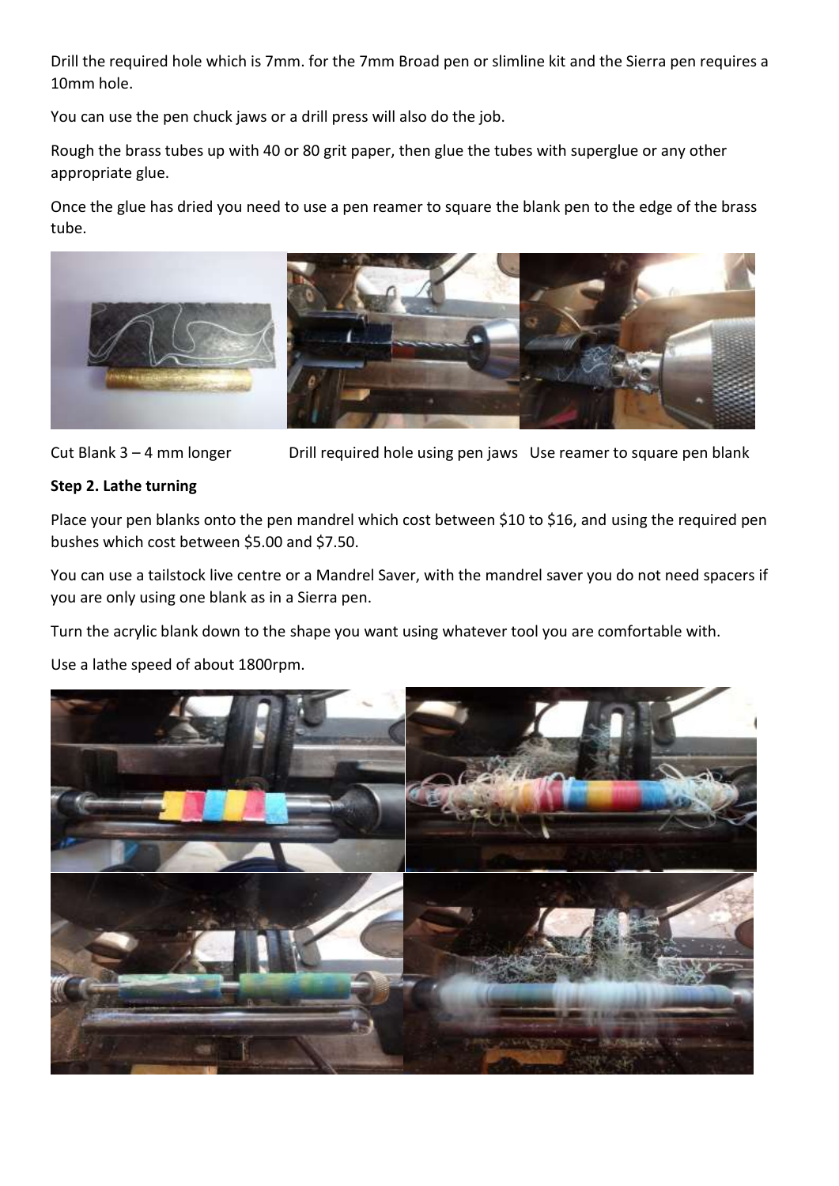Drill the required hole which is 7mm. for the 7mm Broad pen or slimline kit and the Sierra pen requires a 10mm hole.

You can use the pen chuck jaws or a drill press will also do the job.

Rough the brass tubes up with 40 or 80 grit paper, then glue the tubes with superglue or any other appropriate glue.

Once the glue has dried you need to use a pen reamer to square the blank pen to the edge of the brass tube.

Cut Blank 3 – 4 mm longer    Drill required hole using pen jaws    Use reamer to square pen blank

**Step 2. Lathe turning**

Place your pen blanks onto the pen mandrel which cost between $10 to $16, and using the required pen bushes which cost between $5.00 and $7.50.

You can use a tailstock live centre or a Mandrel Saver, with the mandrel saver you do not need spacers if you are only using one blank as in a Sierra pen.

Turn the acrylic blank down to the shape you want using whatever tool you are comfortable with.

Use a lathe speed of about 1800rpm.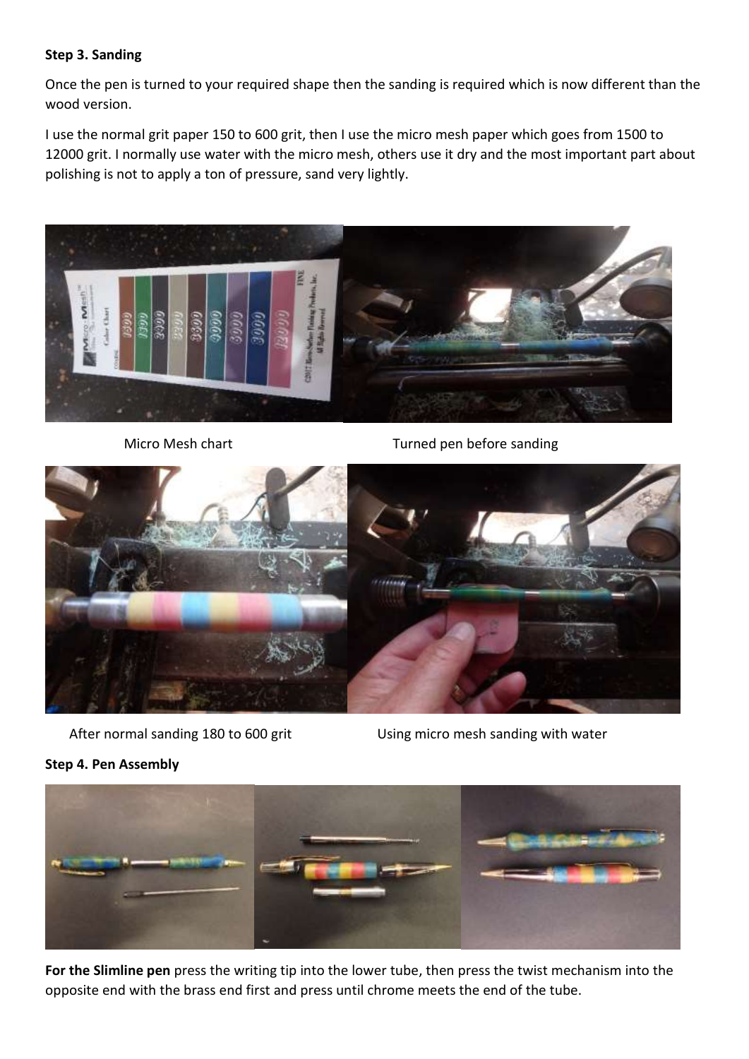**Step 3. Sanding**

Once the pen is turned to your required shape then the sanding is required which is now different than the wood version.

I use the normal grit paper 150 to 600 grit, then I use the micro mesh paper which goes from 1500 to 12000 grit. I normally use water with the micro mesh, others use it dry and the most important part about polishing is not to apply a ton of pressure, sand very lightly.

Micro Mesh chart

Turned pen before sanding

After normal sanding 180 to 600 grit

Using micro mesh sanding with water

**Step 4. Pen Assembly**

**For the Slimline pen** press the writing tip into the lower tube, then press the twist mechanism into the opposite end with the brass end first and press until chrome meets the end of the tube.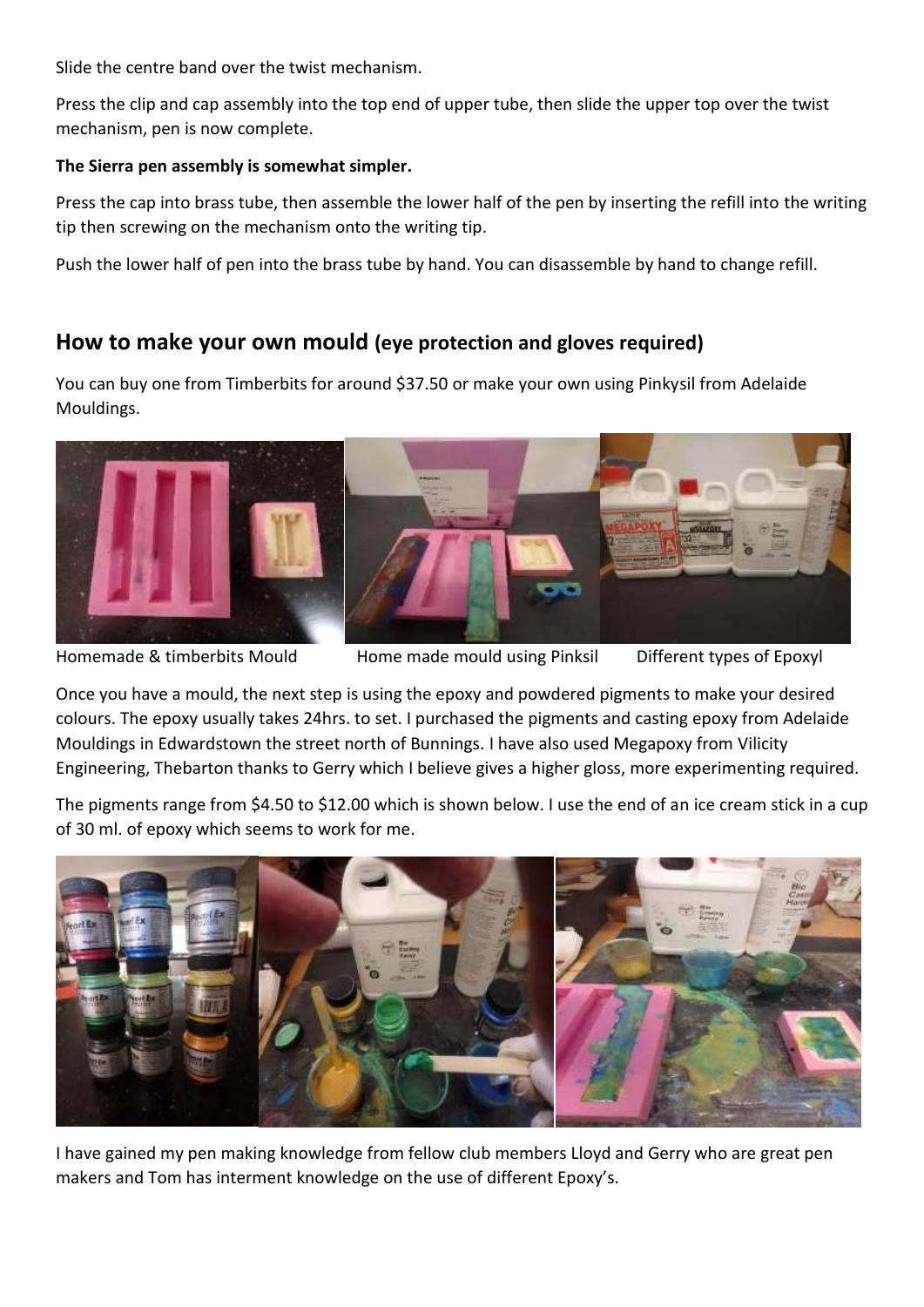Slide the centre band over the twist mechanism.

Press the clip and cap assembly into the top end of upper tube, then slide the upper top over the twist mechanism, pen is now complete.

**The Sierra pen assembly is somewhat simpler.**

Press the cap into brass tube, then assemble the lower half of the pen by inserting the refill into the writing tip then screwing on the mechanism onto the writing tip.

Push the lower half of pen into the brass tube by hand. You can disassemble by hand to change refill.

## How to make your own mould (eye protection and gloves required)

You can buy one from Timberbits for around $37.50 or make your own using Pinkysil from Adelaide Mouldings.

Homemade & timberbits Mould    Home made mould using Pinksil    Different types of Epoxyl

Once you have a mould, the next step is using the epoxy and powdered pigments to make your desired colours. The epoxy usually takes 24hrs. to set. I purchased the pigments and casting epoxy from Adelaide Mouldings in Edwardstown the street north of Bunnings. I have also used Megapoxy from Vilicity Engineering, Thebarton thanks to Gerry which I believe gives a higher gloss, more experimenting required.

The pigments range from $4.50 to $12.00 which is shown below. I use the end of an ice cream stick in a cup of 30 ml. of epoxy which seems to work for me.

I have gained my pen making knowledge from fellow club members Lloyd and Gerry who are great pen makers and Tom has interment knowledge on the use of different Epoxy's.